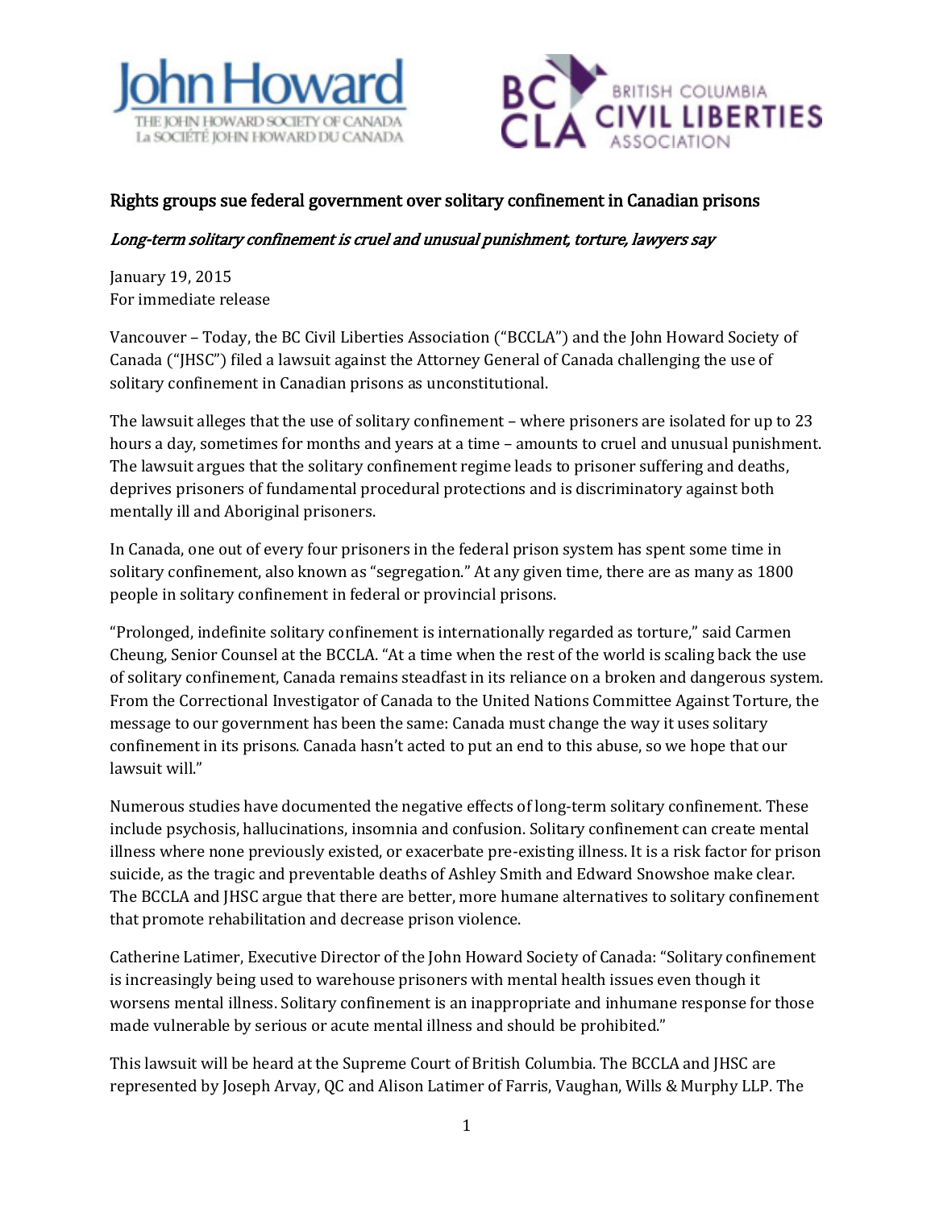## Rights groups sue federal government over solitary confinement in Canadian prisons

*Long-term solitary confinement is cruel and unusual punishment, torture, lawyers say*

January 19, 2015
For immediate release

Vancouver – Today, the BC Civil Liberties Association ("BCCLA") and the John Howard Society of Canada ("JHSC") filed a lawsuit against the Attorney General of Canada challenging the use of solitary confinement in Canadian prisons as unconstitutional.

The lawsuit alleges that the use of solitary confinement – where prisoners are isolated for up to 23 hours a day, sometimes for months and years at a time – amounts to cruel and unusual punishment. The lawsuit argues that the solitary confinement regime leads to prisoner suffering and deaths, deprives prisoners of fundamental procedural protections and is discriminatory against both mentally ill and Aboriginal prisoners.

In Canada, one out of every four prisoners in the federal prison system has spent some time in solitary confinement, also known as "segregation." At any given time, there are as many as 1800 people in solitary confinement in federal or provincial prisons.

"Prolonged, indefinite solitary confinement is internationally regarded as torture," said Carmen Cheung, Senior Counsel at the BCCLA. "At a time when the rest of the world is scaling back the use of solitary confinement, Canada remains steadfast in its reliance on a broken and dangerous system. From the Correctional Investigator of Canada to the United Nations Committee Against Torture, the message to our government has been the same: Canada must change the way it uses solitary confinement in its prisons. Canada hasn't acted to put an end to this abuse, so we hope that our lawsuit will."

Numerous studies have documented the negative effects of long-term solitary confinement. These include psychosis, hallucinations, insomnia and confusion. Solitary confinement can create mental illness where none previously existed, or exacerbate pre-existing illness. It is a risk factor for prison suicide, as the tragic and preventable deaths of Ashley Smith and Edward Snowshoe make clear. The BCCLA and JHSC argue that there are better, more humane alternatives to solitary confinement that promote rehabilitation and decrease prison violence.

Catherine Latimer, Executive Director of the John Howard Society of Canada: "Solitary confinement is increasingly being used to warehouse prisoners with mental health issues even though it worsens mental illness. Solitary confinement is an inappropriate and inhumane response for those made vulnerable by serious or acute mental illness and should be prohibited."

This lawsuit will be heard at the Supreme Court of British Columbia. The BCCLA and JHSC are represented by Joseph Arvay, QC and Alison Latimer of Farris, Vaughan, Wills & Murphy LLP. The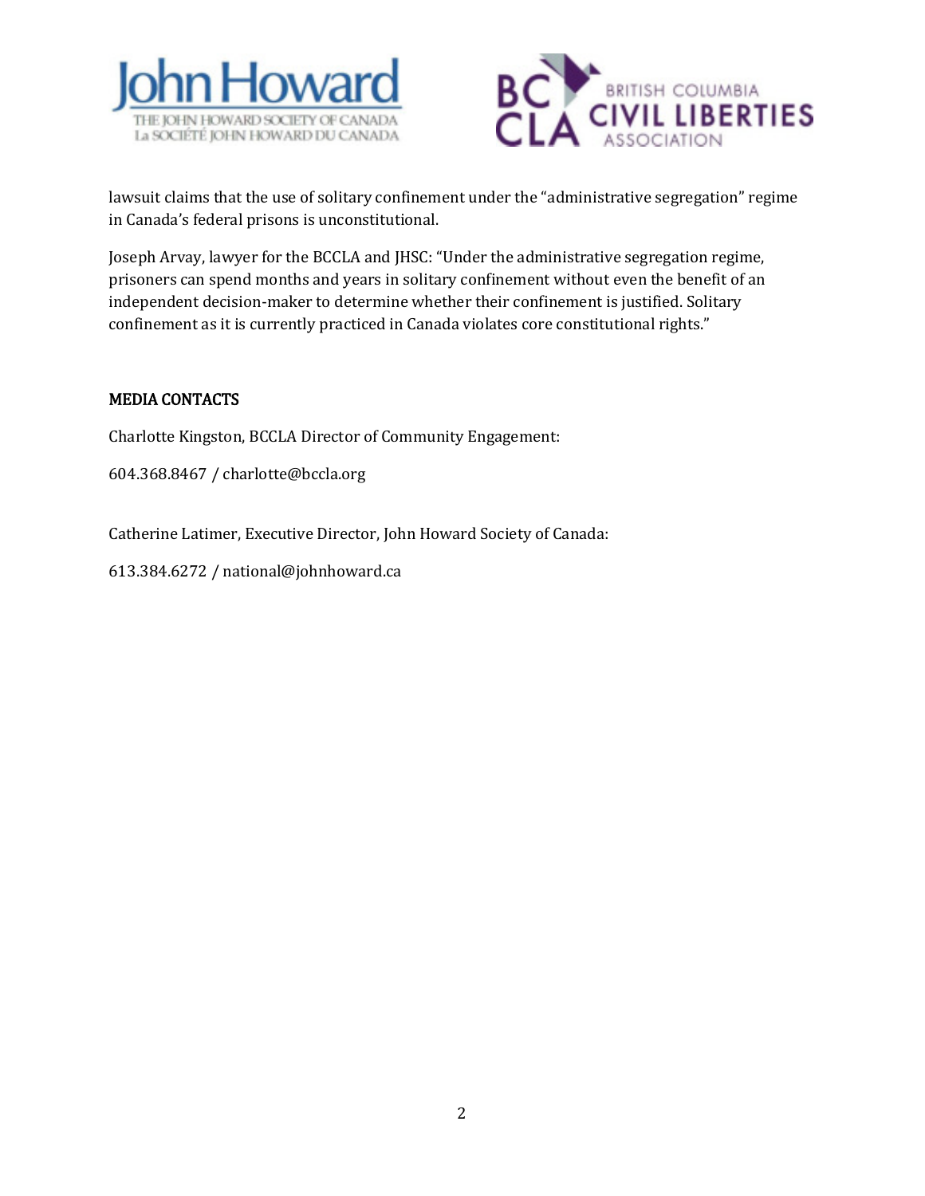lawsuit claims that the use of solitary confinement under the "administrative segregation" regime in Canada's federal prisons is unconstitutional.

Joseph Arvay, lawyer for the BCCLA and JHSC: "Under the administrative segregation regime, prisoners can spend months and years in solitary confinement without even the benefit of an independent decision-maker to determine whether their confinement is justified. Solitary confinement as it is currently practiced in Canada violates core constitutional rights."

**MEDIA CONTACTS**

Charlotte Kingston, BCCLA Director of Community Engagement:

604.368.8467 / charlotte@bccla.org

Catherine Latimer, Executive Director, John Howard Society of Canada:

613.384.6272 / national@johnhoward.ca